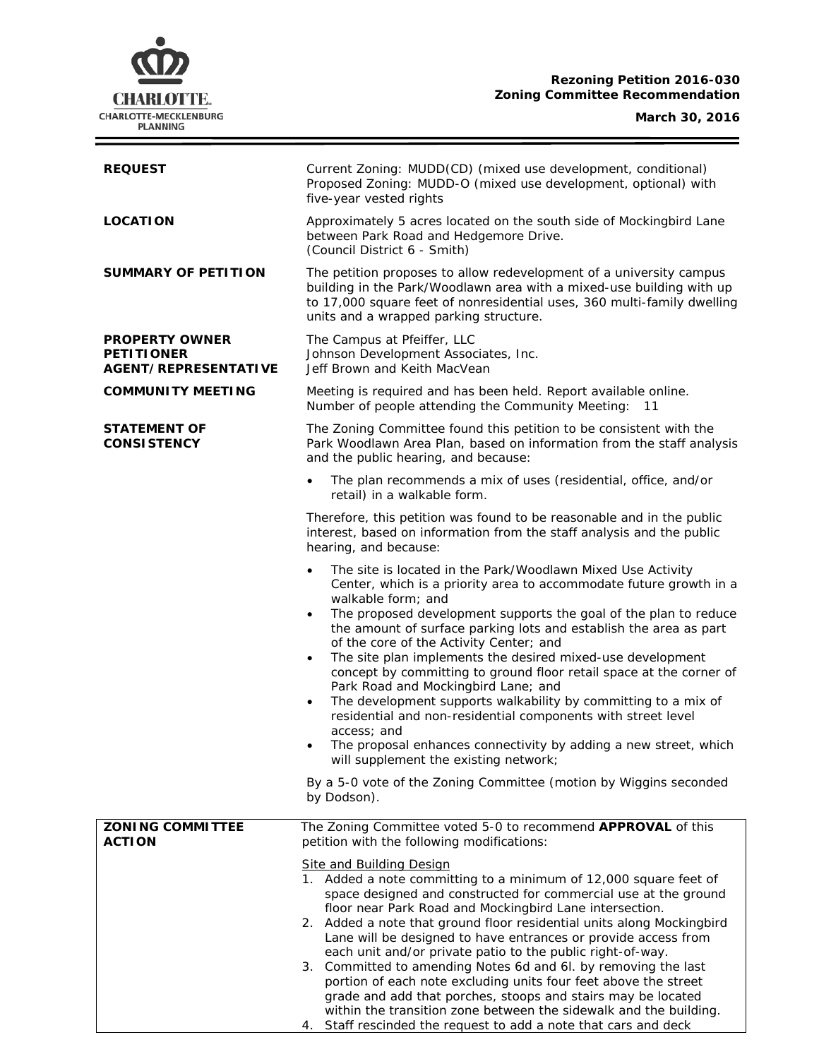**Rezoning Petition 2016-030**
**Zoning Committee Recommendation**

**March 30, 2016**

| | |
|---|---|
| **REQUEST** | Current Zoning: MUDD(CD) (mixed use development, conditional)<br>Proposed Zoning: MUDD-O (mixed use development, optional) with five-year vested rights |
| **LOCATION** | Approximately 5 acres located on the south side of Mockingbird Lane between Park Road and Hedgemore Drive.<br>(Council District 6 - Smith) |
| **SUMMARY OF PETITION** | The petition proposes to allow redevelopment of a university campus building in the Park/Woodlawn area with a mixed-use building with up to 17,000 square feet of nonresidential uses, 360 multi-family dwelling units and a wrapped parking structure. |
| **PROPERTY OWNER**<br>**PETITIONER**<br>**AGENT/REPRESENTATIVE** | The Campus at Pfeiffer, LLC<br>Johnson Development Associates, Inc.<br>Jeff Brown and Keith MacVean |
| **COMMUNITY MEETING** | Meeting is required and has been held. Report available online.<br>Number of people attending the Community Meeting: 11 |
| **STATEMENT OF CONSISTENCY** | The Zoning Committee found this petition to be consistent with the Park Woodlawn Area Plan, based on information from the staff analysis and the public hearing, and because:<br>• The plan recommends a mix of uses (residential, office, and/or retail) in a walkable form.<br><br>Therefore, this petition was found to be reasonable and in the public interest, based on information from the staff analysis and the public hearing, and because:<br>• The site is located in the Park/Woodlawn Mixed Use Activity Center, which is a priority area to accommodate future growth in a walkable form; and<br>• The proposed development supports the goal of the plan to reduce the amount of surface parking lots and establish the area as part of the core of the Activity Center; and<br>• The site plan implements the desired mixed-use development concept by committing to ground floor retail space at the corner of Park Road and Mockingbird Lane; and<br>• The development supports walkability by committing to a mix of residential and non-residential components with street level access; and<br>• The proposal enhances connectivity by adding a new street, which will supplement the existing network;<br><br>By a 5-0 vote of the Zoning Committee (motion by Wiggins seconded by Dodson). |
| **ZONING COMMITTEE ACTION** | The Zoning Committee voted 5-0 to recommend **APPROVAL** of this petition with the following modifications:<br><br><u>Site and Building Design</u><br>1. Added a note committing to a minimum of 12,000 square feet of space designed and constructed for commercial use at the ground floor near Park Road and Mockingbird Lane intersection.<br>2. Added a note that ground floor residential units along Mockingbird Lane will be designed to have entrances or provide access from each unit and/or private patio to the public right-of-way.<br>3. Committed to amending Notes 6d and 6l. by removing the last portion of each note excluding units four feet above the street grade and add that porches, stoops and stairs may be located within the transition zone between the sidewalk and the building.<br>4. Staff rescinded the request to add a note that cars and deck |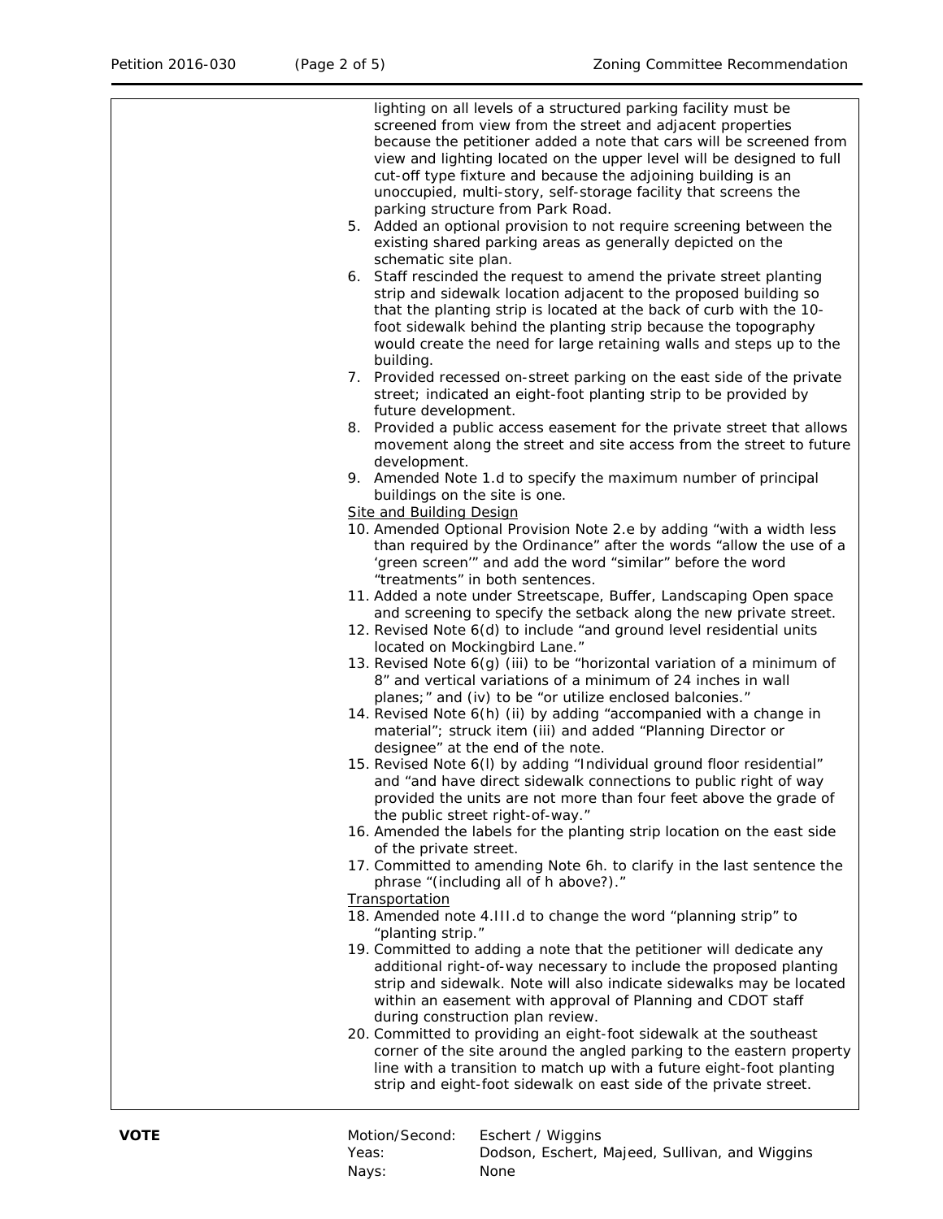lighting on all levels of a structured parking facility must be screened from view from the street and adjacent properties because the petitioner added a note that cars will be screened from view and lighting located on the upper level will be designed to full cut-off type fixture and because the adjoining building is an unoccupied, multi-story, self-storage facility that screens the parking structure from Park Road.

5. Added an optional provision to not require screening between the existing shared parking areas as generally depicted on the schematic site plan.
6. Staff rescinded the request to amend the private street planting strip and sidewalk location adjacent to the proposed building so that the planting strip is located at the back of curb with the 10-foot sidewalk behind the planting strip because the topography would create the need for large retaining walls and steps up to the building.
7. Provided recessed on-street parking on the east side of the private street; indicated an eight-foot planting strip to be provided by future development.
8. Provided a public access easement for the private street that allows movement along the street and site access from the street to future development.
9. Amended Note 1.d to specify the maximum number of principal buildings on the site is one.

Site and Building Design

10. Amended Optional Provision Note 2.e by adding "with a width less than required by the Ordinance" after the words "allow the use of a 'green screen'" and add the word "similar" before the word "treatments" in both sentences.
11. Added a note under Streetscape, Buffer, Landscaping Open space and screening to specify the setback along the new private street.
12. Revised Note 6(d) to include "and ground level residential units located on Mockingbird Lane."
13. Revised Note 6(g) (iii) to be "horizontal variation of a minimum of 8" and vertical variations of a minimum of 24 inches in wall planes;" and (iv) to be "or utilize enclosed balconies."
14. Revised Note 6(h) (ii) by adding "accompanied with a change in material"; struck item (iii) and added "Planning Director or designee" at the end of the note.
15. Revised Note 6(l) by adding "Individual ground floor residential" and "and have direct sidewalk connections to public right of way provided the units are not more than four feet above the grade of the public street right-of-way."
16. Amended the labels for the planting strip location on the east side of the private street.
17. Committed to amending Note 6h. to clarify in the last sentence the phrase "(including all of h above?)."

Transportation

18. Amended note 4.III.d to change the word "planning strip" to "planting strip."
19. Committed to adding a note that the petitioner will dedicate any additional right-of-way necessary to include the proposed planting strip and sidewalk. Note will also indicate sidewalks may be located within an easement with approval of Planning and CDOT staff during construction plan review.
20. Committed to providing an eight-foot sidewalk at the southeast corner of the site around the angled parking to the eastern property line with a transition to match up with a future eight-foot planting strip and eight-foot sidewalk on east side of the private street.

**VOTE**

| | |
|---|---|
| Motion/Second: | Eschert / Wiggins |
| Yeas: | Dodson, Eschert, Majeed, Sullivan, and Wiggins |
| Nays: | None |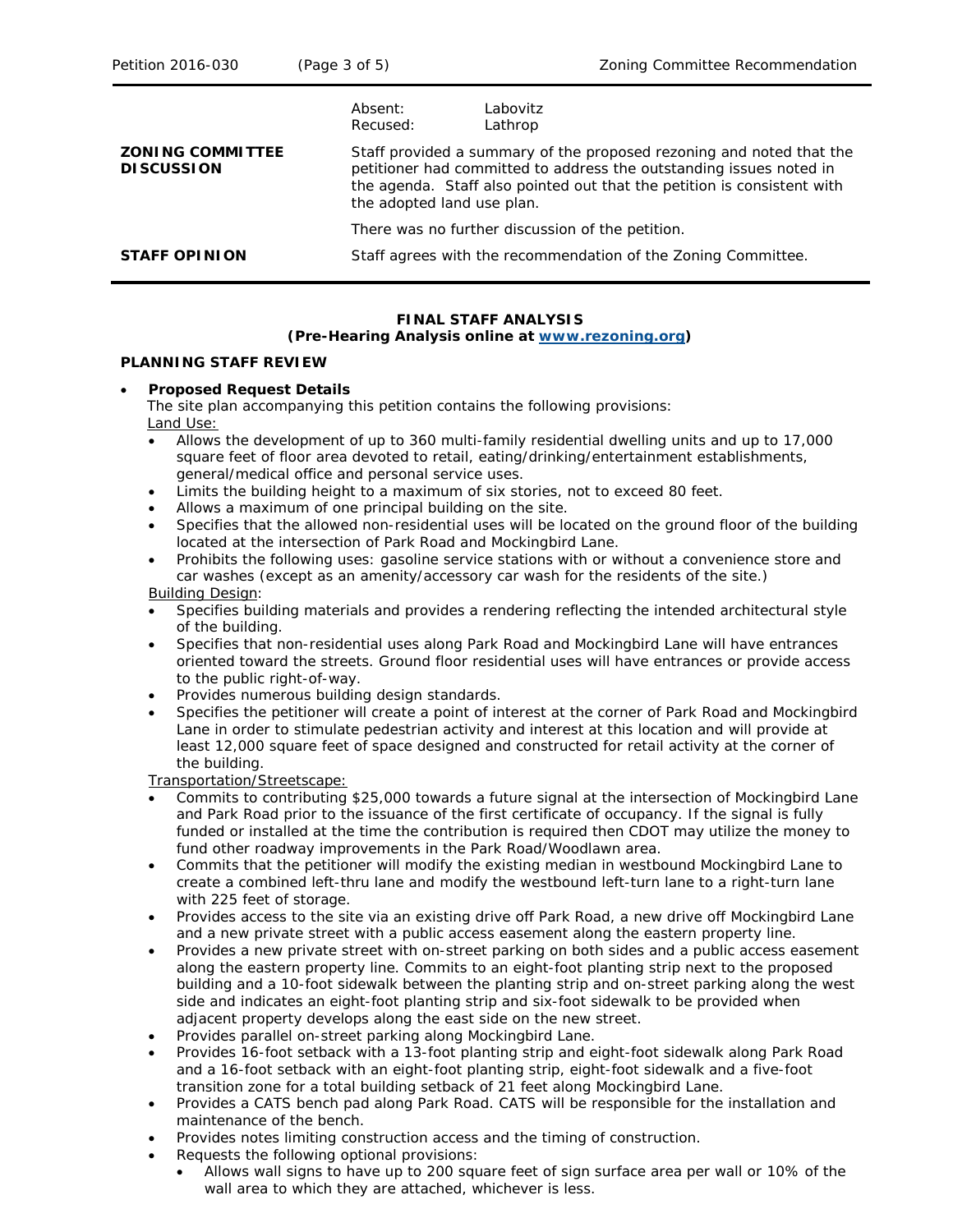| | | |
|---|---|---|
| | Absent: | Labovitz |
| | Recused: | Lathrop |
| **ZONING COMMITTEE DISCUSSION** | Staff provided a summary of the proposed rezoning and noted that the petitioner had committed to address the outstanding issues noted in the agenda. Staff also pointed out that the petition is consistent with the adopted land use plan.<br><br>There was no further discussion of the petition. | |
| **STAFF OPINION** | Staff agrees with the recommendation of the Zoning Committee. | |

**FINAL STAFF ANALYSIS**
**(Pre-Hearing Analysis online at [www.rezoning.org](www.rezoning.org))**

**PLANNING STAFF REVIEW**

- **Proposed Request Details**

  The site plan accompanying this petition contains the following provisions:

  Land Use:
  - Allows the development of up to 360 multi-family residential dwelling units and up to 17,000 square feet of floor area devoted to retail, eating/drinking/entertainment establishments, general/medical office and personal service uses.
  - Limits the building height to a maximum of six stories, not to exceed 80 feet.
  - Allows a maximum of one principal building on the site.
  - Specifies that the allowed non-residential uses will be located on the ground floor of the building located at the intersection of Park Road and Mockingbird Lane.
  - Prohibits the following uses: gasoline service stations with or without a convenience store and car washes (except as an amenity/accessory car wash for the residents of the site.)

  Building Design:
  - Specifies building materials and provides a rendering reflecting the intended architectural style of the building.
  - Specifies that non-residential uses along Park Road and Mockingbird Lane will have entrances oriented toward the streets. Ground floor residential uses will have entrances or provide access to the public right-of-way.
  - Provides numerous building design standards.
  - Specifies the petitioner will create a point of interest at the corner of Park Road and Mockingbird Lane in order to stimulate pedestrian activity and interest at this location and will provide at least 12,000 square feet of space designed and constructed for retail activity at the corner of the building.

  Transportation/Streetscape:
  - Commits to contributing $25,000 towards a future signal at the intersection of Mockingbird Lane and Park Road prior to the issuance of the first certificate of occupancy. If the signal is fully funded or installed at the time the contribution is required then CDOT may utilize the money to fund other roadway improvements in the Park Road/Woodlawn area.
  - Commits that the petitioner will modify the existing median in westbound Mockingbird Lane to create a combined left-thru lane and modify the westbound left-turn lane to a right-turn lane with 225 feet of storage.
  - Provides access to the site via an existing drive off Park Road, a new drive off Mockingbird Lane and a new private street with a public access easement along the eastern property line.
  - Provides a new private street with on-street parking on both sides and a public access easement along the eastern property line. Commits to an eight-foot planting strip next to the proposed building and a 10-foot sidewalk between the planting strip and on-street parking along the west side and indicates an eight-foot planting strip and six-foot sidewalk to be provided when adjacent property develops along the east side on the new street.
  - Provides parallel on-street parking along Mockingbird Lane.
  - Provides 16-foot setback with a 13-foot planting strip and eight-foot sidewalk along Park Road and a 16-foot setback with an eight-foot planting strip, eight-foot sidewalk and a five-foot transition zone for a total building setback of 21 feet along Mockingbird Lane.
  - Provides a CATS bench pad along Park Road. CATS will be responsible for the installation and maintenance of the bench.
  - Provides notes limiting construction access and the timing of construction.
  - Requests the following optional provisions:
    - Allows wall signs to have up to 200 square feet of sign surface area per wall or 10% of the wall area to which they are attached, whichever is less.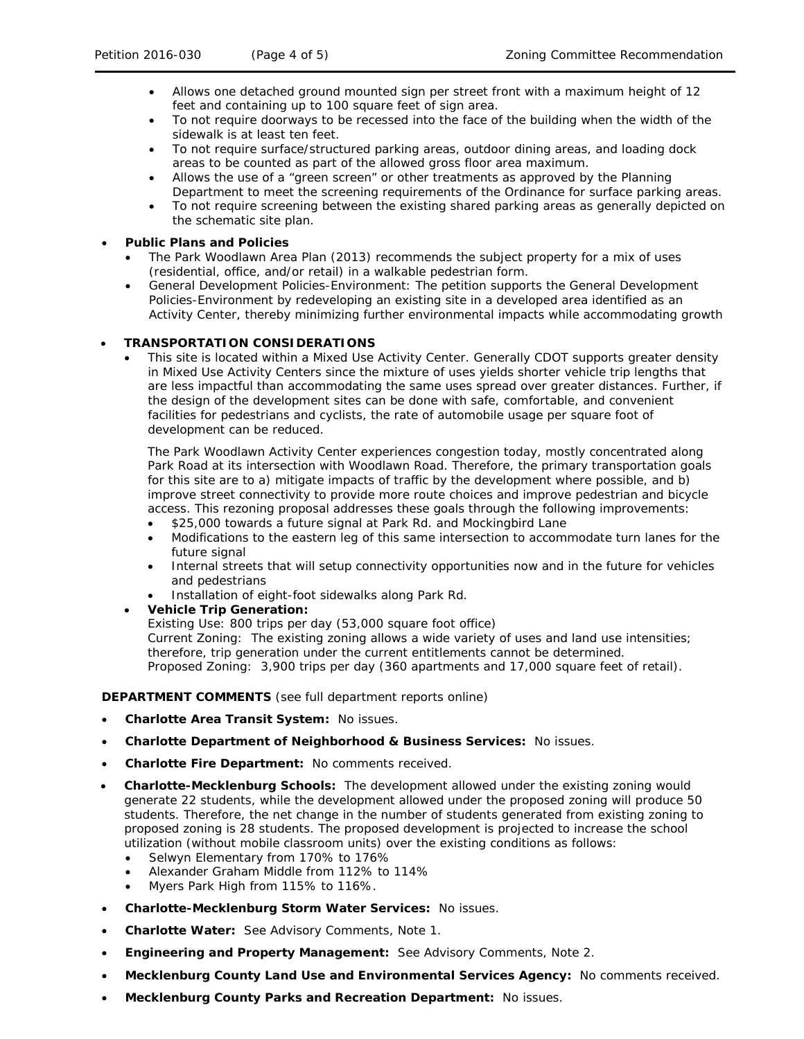- Allows one detached ground mounted sign per street front with a maximum height of 12 feet and containing up to 100 square feet of sign area.
- To not require doorways to be recessed into the face of the building when the width of the sidewalk is at least ten feet.
- To not require surface/structured parking areas, outdoor dining areas, and loading dock areas to be counted as part of the allowed gross floor area maximum.
- Allows the use of a "green screen" or other treatments as approved by the Planning Department to meet the screening requirements of the Ordinance for surface parking areas.
- To not require screening between the existing shared parking areas as generally depicted on the schematic site plan.

- **Public Plans and Policies**
  - The Park Woodlawn Area Plan (2013) recommends the subject property for a mix of uses (residential, office, and/or retail) in a walkable pedestrian form.
  - General Development Policies-Environment: The petition supports the General Development Policies-Environment by redeveloping an existing site in a developed area identified as an Activity Center, thereby minimizing further environmental impacts while accommodating growth

- **TRANSPORTATION CONSIDERATIONS**
  - This site is located within a Mixed Use Activity Center. Generally CDOT supports greater density in Mixed Use Activity Centers since the mixture of uses yields shorter vehicle trip lengths that are less impactful than accommodating the same uses spread over greater distances. Further, if the design of the development sites can be done with safe, comfortable, and convenient facilities for pedestrians and cyclists, the rate of automobile usage per square foot of development can be reduced.

    The Park Woodlawn Activity Center experiences congestion today, mostly concentrated along Park Road at its intersection with Woodlawn Road. Therefore, the primary transportation goals for this site are to a) mitigate impacts of traffic by the development where possible, and b) improve street connectivity to provide more route choices and improve pedestrian and bicycle access. This rezoning proposal addresses these goals through the following improvements:
    - $25,000 towards a future signal at Park Rd. and Mockingbird Lane
    - Modifications to the eastern leg of this same intersection to accommodate turn lanes for the future signal
    - Internal streets that will setup connectivity opportunities now and in the future for vehicles and pedestrians
    - Installation of eight-foot sidewalks along Park Rd.
  - **Vehicle Trip Generation:**
    Existing Use: 800 trips per day (53,000 square foot office)
    Current Zoning: The existing zoning allows a wide variety of uses and land use intensities; therefore, trip generation under the current entitlements cannot be determined.
    Proposed Zoning: 3,900 trips per day (360 apartments and 17,000 square feet of retail).

**DEPARTMENT COMMENTS** (see full department reports online)

- **Charlotte Area Transit System:** No issues.
- **Charlotte Department of Neighborhood & Business Services:** No issues.
- **Charlotte Fire Department:** No comments received.
- **Charlotte-Mecklenburg Schools:** The development allowed under the existing zoning would generate 22 students, while the development allowed under the proposed zoning will produce 50 students. Therefore, the net change in the number of students generated from existing zoning to proposed zoning is 28 students. The proposed development is projected to increase the school utilization (without mobile classroom units) over the existing conditions as follows:
  - Selwyn Elementary from 170% to 176%
  - Alexander Graham Middle from 112% to 114%
  - Myers Park High from 115% to 116%.
- **Charlotte-Mecklenburg Storm Water Services:** No issues.
- **Charlotte Water:** See Advisory Comments, Note 1.
- **Engineering and Property Management:** See Advisory Comments, Note 2.
- **Mecklenburg County Land Use and Environmental Services Agency:** No comments received.
- **Mecklenburg County Parks and Recreation Department:** No issues.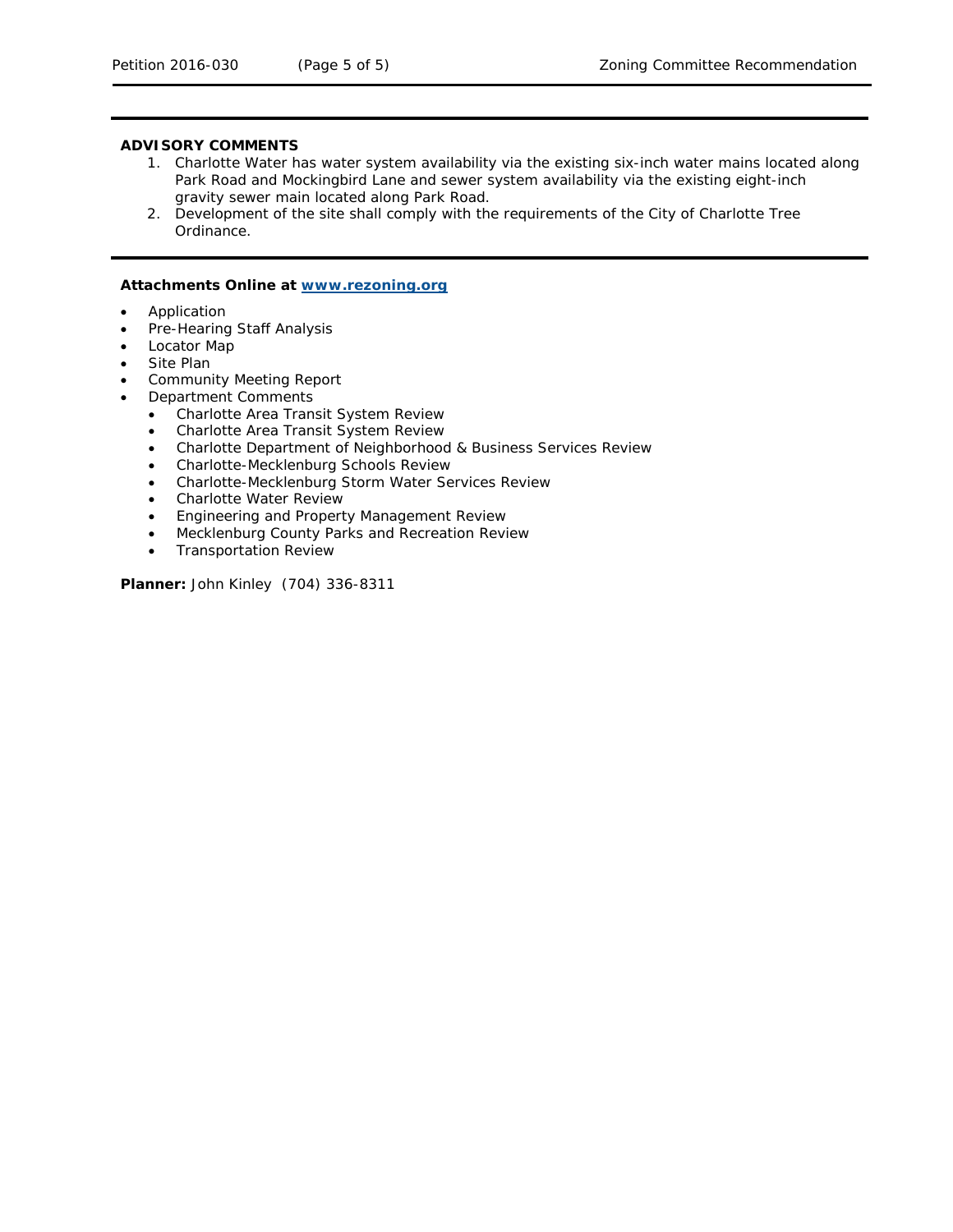**ADVISORY COMMENTS**

1. Charlotte Water has water system availability via the existing six-inch water mains located along Park Road and Mockingbird Lane and sewer system availability via the existing eight-inch gravity sewer main located along Park Road.
2. Development of the site shall comply with the requirements of the City of Charlotte Tree Ordinance.

**Attachments Online at [www.rezoning.org](www.rezoning.org)**

- Application
- Pre-Hearing Staff Analysis
- Locator Map
- Site Plan
- Community Meeting Report
- Department Comments
  - Charlotte Area Transit System Review
  - Charlotte Area Transit System Review
  - Charlotte Department of Neighborhood & Business Services Review
  - Charlotte-Mecklenburg Schools Review
  - Charlotte-Mecklenburg Storm Water Services Review
  - Charlotte Water Review
  - Engineering and Property Management Review
  - Mecklenburg County Parks and Recreation Review
  - Transportation Review

**Planner:** John Kinley (704) 336-8311